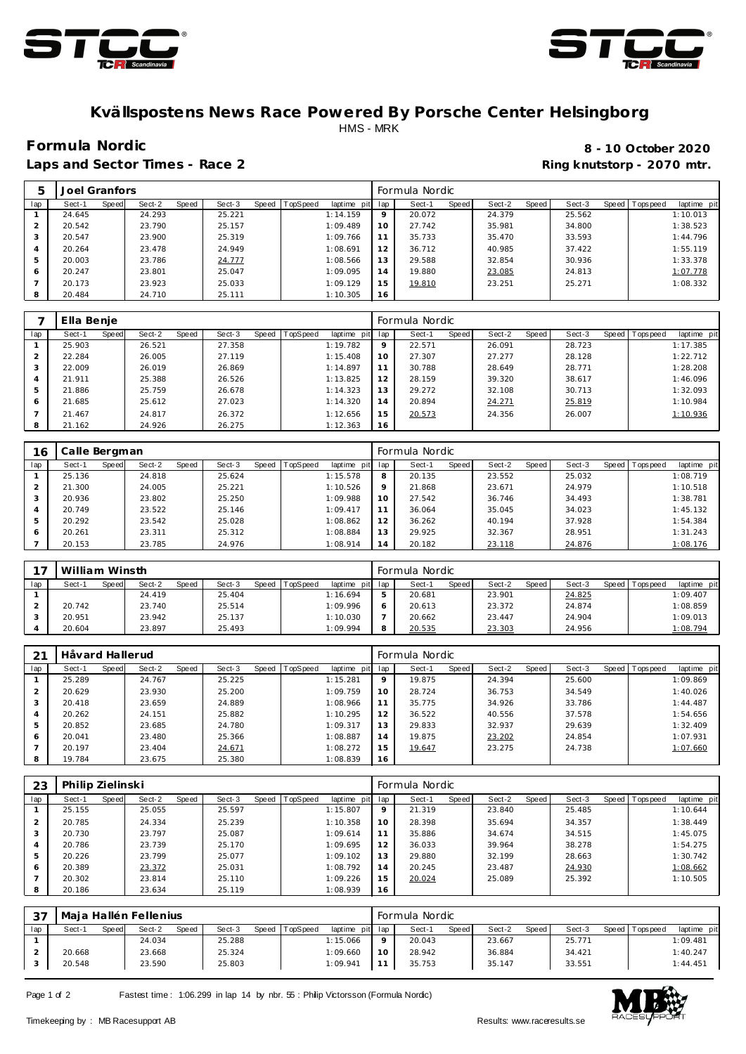# Kvällspostens News Race Powered By Porsche Center Helsingborg

HMS - MRK

**Formula Nordic**

**Laps and Sector Times - Race 2**

**8 - 10 October 2020**

**Ring knutstorp - 2070 mtr.**

| 5 | Joel Granfors | | | | | | | | | Formula Nordic | | | | | | | | |
|---|---|---|---|---|---|---|---|---|---|---|---|---|---|---|---|---|---|---|
| lap | Sect-1 | Speed | Sect-2 | Speed | Sect-3 | Speed | TopSpeed | laptime pit | lap | Sect-1 | Speed | Sect-2 | Speed | Sect-3 | Speed | Topspeed | laptime pit |
| 1 | 24.645 | | 24.293 | | 25.221 | | | 1:14.159 | 9 | 20.072 | | 24.379 | | 25.562 | | | 1:10.013 |
| 2 | 20.542 | | 23.790 | | 25.157 | | | 1:09.489 | 10 | 27.742 | | 35.981 | | 34.800 | | | 1:38.523 |
| 3 | 20.547 | | 23.900 | | 25.319 | | | 1:09.766 | 11 | 35.733 | | 35.470 | | 33.593 | | | 1:44.796 |
| 4 | 20.264 | | 23.478 | | 24.949 | | | 1:08.691 | 12 | 36.712 | | 40.985 | | 37.422 | | | 1:55.119 |
| 5 | 20.003 | | 23.786 | | 24.777 | | | 1:08.566 | 13 | 29.588 | | 32.854 | | 30.936 | | | 1:33.378 |
| 6 | 20.247 | | 23.801 | | 25.047 | | | 1:09.095 | 14 | 19.880 | | 23.085 | | 24.813 | | | 1:07.778 |
| 7 | 20.173 | | 23.923 | | 25.033 | | | 1:09.129 | 15 | 19.810 | | 23.251 | | 25.271 | | | 1:08.332 |
| 8 | 20.484 | | 24.710 | | 25.111 | | | 1:10.305 | 16 | | | | | | | | |

| 7 | Ella Benje | | | | | | | | | Formula Nordic | | | | | | | | |
|---|---|---|---|---|---|---|---|---|---|---|---|---|---|---|---|---|---|---|
| lap | Sect-1 | Speed | Sect-2 | Speed | Sect-3 | Speed | TopSpeed | laptime pit | lap | Sect-1 | Speed | Sect-2 | Speed | Sect-3 | Speed | Topspeed | laptime pit |
| 1 | 25.903 | | 26.521 | | 27.358 | | | 1:19.782 | 9 | 22.571 | | 26.091 | | 28.723 | | | 1:17.385 |
| 2 | 22.284 | | 26.005 | | 27.119 | | | 1:15.408 | 10 | 27.307 | | 27.277 | | 28.128 | | | 1:22.712 |
| 3 | 22.009 | | 26.019 | | 26.869 | | | 1:14.897 | 11 | 30.788 | | 28.649 | | 28.771 | | | 1:28.208 |
| 4 | 21.911 | | 25.388 | | 26.526 | | | 1:13.825 | 12 | 28.159 | | 39.320 | | 38.617 | | | 1:46.096 |
| 5 | 21.886 | | 25.759 | | 26.678 | | | 1:14.323 | 13 | 29.272 | | 32.108 | | 30.713 | | | 1:32.093 |
| 6 | 21.685 | | 25.612 | | 27.023 | | | 1:14.320 | 14 | 20.894 | | 24.271 | | 25.819 | | | 1:10.984 |
| 7 | 21.467 | | 24.817 | | 26.372 | | | 1:12.656 | 15 | 20.573 | | 24.356 | | 26.007 | | | 1:10.936 |
| 8 | 21.162 | | 24.926 | | 26.275 | | | 1:12.363 | 16 | | | | | | | | |

| 16 | Calle Bergman | | | | | | | | | Formula Nordic | | | | | | | | |
|---|---|---|---|---|---|---|---|---|---|---|---|---|---|---|---|---|---|---|
| lap | Sect-1 | Speed | Sect-2 | Speed | Sect-3 | Speed | TopSpeed | laptime pit | lap | Sect-1 | Speed | Sect-2 | Speed | Sect-3 | Speed | Topspeed | laptime pit |
| 1 | 25.136 | | 24.818 | | 25.624 | | | 1:15.578 | 8 | 20.135 | | 23.552 | | 25.032 | | | 1:08.719 |
| 2 | 21.300 | | 24.005 | | 25.221 | | | 1:10.526 | 9 | 21.868 | | 23.671 | | 24.979 | | | 1:10.518 |
| 3 | 20.936 | | 23.802 | | 25.250 | | | 1:09.988 | 10 | 27.542 | | 36.746 | | 34.493 | | | 1:38.781 |
| 4 | 20.749 | | 23.522 | | 25.146 | | | 1:09.417 | 11 | 36.064 | | 35.045 | | 34.023 | | | 1:45.132 |
| 5 | 20.292 | | 23.542 | | 25.028 | | | 1:08.862 | 12 | 36.262 | | 40.194 | | 37.928 | | | 1:54.384 |
| 6 | 20.261 | | 23.311 | | 25.312 | | | 1:08.884 | 13 | 29.925 | | 32.367 | | 28.951 | | | 1:31.243 |
| 7 | 20.153 | | 23.785 | | 24.976 | | | 1:08.914 | 14 | 20.182 | | 23.118 | | 24.876 | | | 1:08.176 |

| 17 | William Winsth | | | | | | | | | Formula Nordic | | | | | | | | |
|---|---|---|---|---|---|---|---|---|---|---|---|---|---|---|---|---|---|---|
| lap | Sect-1 | Speed | Sect-2 | Speed | Sect-3 | Speed | TopSpeed | laptime pit | lap | Sect-1 | Speed | Sect-2 | Speed | Sect-3 | Speed | Topspeed | laptime pit |
| 1 | | | 24.419 | | 25.404 | | | 1:16.694 | 5 | 20.681 | | 23.901 | | 24.825 | | | 1:09.407 |
| 2 | 20.742 | | 23.740 | | 25.514 | | | 1:09.996 | 6 | 20.613 | | 23.372 | | 24.874 | | | 1:08.859 |
| 3 | 20.951 | | 23.942 | | 25.137 | | | 1:10.030 | 7 | 20.662 | | 23.447 | | 24.904 | | | 1:09.013 |
| 4 | 20.604 | | 23.897 | | 25.493 | | | 1:09.994 | 8 | 20.535 | | 23.303 | | 24.956 | | | 1:08.794 |

| 21 | Håvard Hallerud | | | | | | | | | Formula Nordic | | | | | | | | |
|---|---|---|---|---|---|---|---|---|---|---|---|---|---|---|---|---|---|---|
| lap | Sect-1 | Speed | Sect-2 | Speed | Sect-3 | Speed | TopSpeed | laptime pit | lap | Sect-1 | Speed | Sect-2 | Speed | Sect-3 | Speed | Topspeed | laptime pit |
| 1 | 25.289 | | 24.767 | | 25.225 | | | 1:15.281 | 9 | 19.875 | | 24.394 | | 25.600 | | | 1:09.869 |
| 2 | 20.629 | | 23.930 | | 25.200 | | | 1:09.759 | 10 | 28.724 | | 36.753 | | 34.549 | | | 1:40.026 |
| 3 | 20.418 | | 23.659 | | 24.889 | | | 1:08.966 | 11 | 35.775 | | 34.926 | | 33.786 | | | 1:44.487 |
| 4 | 20.262 | | 24.151 | | 25.882 | | | 1:10.295 | 12 | 36.522 | | 40.556 | | 37.578 | | | 1:54.656 |
| 5 | 20.852 | | 23.685 | | 24.780 | | | 1:09.317 | 13 | 29.833 | | 32.937 | | 29.639 | | | 1:32.409 |
| 6 | 20.041 | | 23.480 | | 25.366 | | | 1:08.887 | 14 | 19.875 | | 23.202 | | 24.854 | | | 1:07.931 |
| 7 | 20.197 | | 23.404 | | 24.671 | | | 1:08.272 | 15 | 19.647 | | 23.275 | | 24.738 | | | 1:07.660 |
| 8 | 19.784 | | 23.675 | | 25.380 | | | 1:08.839 | 16 | | | | | | | | |

| 23 | Philip Zielinski | | | | | | | | | Formula Nordic | | | | | | | | |
|---|---|---|---|---|---|---|---|---|---|---|---|---|---|---|---|---|---|---|
| lap | Sect-1 | Speed | Sect-2 | Speed | Sect-3 | Speed | TopSpeed | laptime pit | lap | Sect-1 | Speed | Sect-2 | Speed | Sect-3 | Speed | Topspeed | laptime pit |
| 1 | 25.155 | | 25.055 | | 25.597 | | | 1:15.807 | 9 | 21.319 | | 23.840 | | 25.485 | | | 1:10.644 |
| 2 | 20.785 | | 24.334 | | 25.239 | | | 1:10.358 | 10 | 28.398 | | 35.694 | | 34.357 | | | 1:38.449 |
| 3 | 20.730 | | 23.797 | | 25.087 | | | 1:09.614 | 11 | 35.886 | | 34.674 | | 34.515 | | | 1:45.075 |
| 4 | 20.786 | | 23.739 | | 25.170 | | | 1:09.695 | 12 | 36.033 | | 39.964 | | 38.278 | | | 1:54.275 |
| 5 | 20.226 | | 23.799 | | 25.077 | | | 1:09.102 | 13 | 29.880 | | 32.199 | | 28.663 | | | 1:30.742 |
| 6 | 20.389 | | 23.372 | | 25.031 | | | 1:08.792 | 14 | 20.245 | | 23.487 | | 24.930 | | | 1:08.662 |
| 7 | 20.302 | | 23.814 | | 25.110 | | | 1:09.226 | 15 | 20.024 | | 25.089 | | 25.392 | | | 1:10.505 |
| 8 | 20.186 | | 23.634 | | 25.119 | | | 1:08.939 | 16 | | | | | | | | |

| 37 | Maja Hallén Fellenius | | | | | | | | | Formula Nordic | | | | | | | | |
|---|---|---|---|---|---|---|---|---|---|---|---|---|---|---|---|---|---|---|
| lap | Sect-1 | Speed | Sect-2 | Speed | Sect-3 | Speed | TopSpeed | laptime pit | lap | Sect-1 | Speed | Sect-2 | Speed | Sect-3 | Speed | Topspeed | laptime pit |
| 1 | | | 24.034 | | 25.288 | | | 1:15.066 | 9 | 20.043 | | 23.667 | | 25.771 | | | 1:09.481 |
| 2 | 20.668 | | 23.668 | | 25.324 | | | 1:09.660 | 10 | 28.942 | | 36.884 | | 34.421 | | | 1:40.247 |
| 3 | 20.548 | | 23.590 | | 25.803 | | | 1:09.941 | 11 | 35.753 | | 35.147 | | 33.551 | | | 1:44.451 |

Fastest time : 1:06.299 in lap 14 by nbr. 55 : Philip Victorsson (Formula Nordic)

Timekeeping by : MB Racesupport AB

Results: www.raceresults.se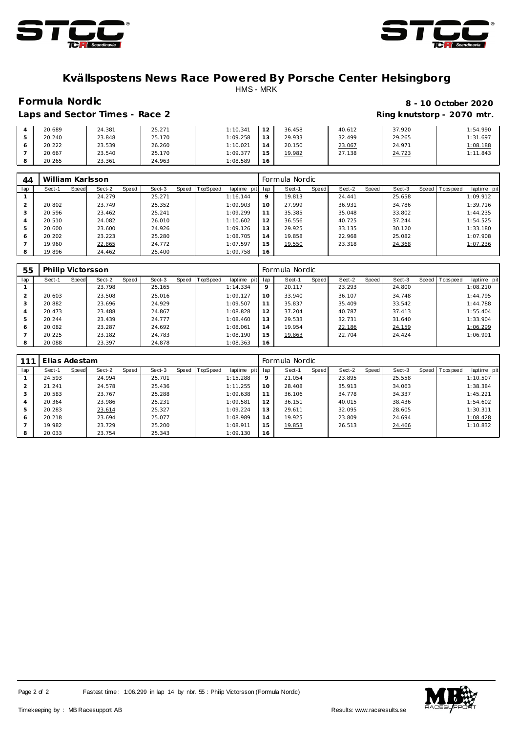# Kvällspostens News Race Powered By Porsche Center Helsingborg

HMS - MRK

**Formula Nordic** **8 - 10 October 2020**

**Laps and Sector Times - Race 2** **Ring knutstorp - 2070 mtr.**

| lap | Sect-1 | Speed | Sect-2 | Speed | Sect-3 | Speed | TopSpeed | laptime pit | lap | Sect-1 | Speed | Sect-2 | Speed | Sect-3 | Speed | Topspeed | laptime pit |
|---|---|---|---|---|---|---|---|---|---|---|---|---|---|---|---|---|---|
| 4 | 20.689 | | 24.381 | | 25.271 | | | 1:10.341 | 12 | 36.458 | | 40.612 | | 37.920 | | | 1:54.990 |
| 5 | 20.240 | | 23.848 | | 25.170 | | | 1:09.258 | 13 | 29.933 | | 32.499 | | 29.265 | | | 1:31.697 |
| 6 | 20.222 | | 23.539 | | 26.260 | | | 1:10.021 | 14 | 20.150 | | 23.067 | | 24.971 | | | 1:08.188 |
| 7 | 20.667 | | 23.540 | | 25.170 | | | 1:09.377 | 15 | 19.982 | | 27.138 | | 24.723 | | | 1:11.843 |
| 8 | 20.265 | | 23.361 | | 24.963 | | | 1:08.589 | 16 | | | | | | | | |

## 44 William Karlsson — Formula Nordic

| lap | Sect-1 | Speed | Sect-2 | Speed | Sect-3 | Speed | TopSpeed | laptime pit | lap | Sect-1 | Speed | Sect-2 | Speed | Sect-3 | Speed | Topspeed | laptime pit |
|---|---|---|---|---|---|---|---|---|---|---|---|---|---|---|---|---|---|
| 1 | | | 24.279 | | 25.271 | | | 1:16.144 | 9 | 19.813 | | 24.441 | | 25.658 | | | 1:09.912 |
| 2 | 20.802 | | 23.749 | | 25.352 | | | 1:09.903 | 10 | 27.999 | | 36.931 | | 34.786 | | | 1:39.716 |
| 3 | 20.596 | | 23.462 | | 25.241 | | | 1:09.299 | 11 | 35.385 | | 35.048 | | 33.802 | | | 1:44.235 |
| 4 | 20.510 | | 24.082 | | 26.010 | | | 1:10.602 | 12 | 36.556 | | 40.725 | | 37.244 | | | 1:54.525 |
| 5 | 20.600 | | 23.600 | | 24.926 | | | 1:09.126 | 13 | 29.925 | | 33.135 | | 30.120 | | | 1:33.180 |
| 6 | 20.202 | | 23.223 | | 25.280 | | | 1:08.705 | 14 | 19.858 | | 22.968 | | 25.082 | | | 1:07.908 |
| 7 | 19.960 | | 22.865 | | 24.772 | | | 1:07.597 | 15 | 19.550 | | 23.318 | | 24.368 | | | 1:07.236 |
| 8 | 19.896 | | 24.462 | | 25.400 | | | 1:09.758 | 16 | | | | | | | | |

## 55 Philip Victorsson — Formula Nordic

| lap | Sect-1 | Speed | Sect-2 | Speed | Sect-3 | Speed | TopSpeed | laptime pit | lap | Sect-1 | Speed | Sect-2 | Speed | Sect-3 | Speed | Topspeed | laptime pit |
|---|---|---|---|---|---|---|---|---|---|---|---|---|---|---|---|---|---|
| 1 | | | 23.798 | | 25.165 | | | 1:14.334 | 9 | 20.117 | | 23.293 | | 24.800 | | | 1:08.210 |
| 2 | 20.603 | | 23.508 | | 25.016 | | | 1:09.127 | 10 | 33.940 | | 36.107 | | 34.748 | | | 1:44.795 |
| 3 | 20.882 | | 23.696 | | 24.929 | | | 1:09.507 | 11 | 35.837 | | 35.409 | | 33.542 | | | 1:44.788 |
| 4 | 20.473 | | 23.488 | | 24.867 | | | 1:08.828 | 12 | 37.204 | | 40.787 | | 37.413 | | | 1:55.404 |
| 5 | 20.244 | | 23.439 | | 24.777 | | | 1:08.460 | 13 | 29.533 | | 32.731 | | 31.640 | | | 1:33.904 |
| 6 | 20.082 | | 23.287 | | 24.692 | | | 1:08.061 | 14 | 19.954 | | 22.186 | | 24.159 | | | 1:06.299 |
| 7 | 20.225 | | 23.182 | | 24.783 | | | 1:08.190 | 15 | 19.863 | | 22.704 | | 24.424 | | | 1:06.991 |
| 8 | 20.088 | | 23.397 | | 24.878 | | | 1:08.363 | 16 | | | | | | | | |

## 111 Elias Adestam — Formula Nordic

| lap | Sect-1 | Speed | Sect-2 | Speed | Sect-3 | Speed | TopSpeed | laptime pit | lap | Sect-1 | Speed | Sect-2 | Speed | Sect-3 | Speed | Topspeed | laptime pit |
|---|---|---|---|---|---|---|---|---|---|---|---|---|---|---|---|---|---|
| 1 | 24.593 | | 24.994 | | 25.701 | | | 1:15.288 | 9 | 21.054 | | 23.895 | | 25.558 | | | 1:10.507 |
| 2 | 21.241 | | 24.578 | | 25.436 | | | 1:11.255 | 10 | 28.408 | | 35.913 | | 34.063 | | | 1:38.384 |
| 3 | 20.583 | | 23.767 | | 25.288 | | | 1:09.638 | 11 | 36.106 | | 34.778 | | 34.337 | | | 1:45.221 |
| 4 | 20.364 | | 23.986 | | 25.231 | | | 1:09.581 | 12 | 36.151 | | 40.015 | | 38.436 | | | 1:54.602 |
| 5 | 20.283 | | 23.614 | | 25.327 | | | 1:09.224 | 13 | 29.611 | | 32.095 | | 28.605 | | | 1:30.311 |
| 6 | 20.218 | | 23.694 | | 25.077 | | | 1:08.989 | 14 | 19.925 | | 23.809 | | 24.694 | | | 1:08.428 |
| 7 | 19.982 | | 23.729 | | 25.200 | | | 1:08.911 | 15 | 19.853 | | 26.513 | | 24.466 | | | 1:10.832 |
| 8 | 20.033 | | 23.754 | | 25.343 | | | 1:09.130 | 16 | | | | | | | | |

Fastest time : 1:06.299 in lap 14 by nbr. 55 : Philip Victorsson (Formula Nordic)

Timekeeping by : MB Racesupport AB

Results: www.raceresults.se